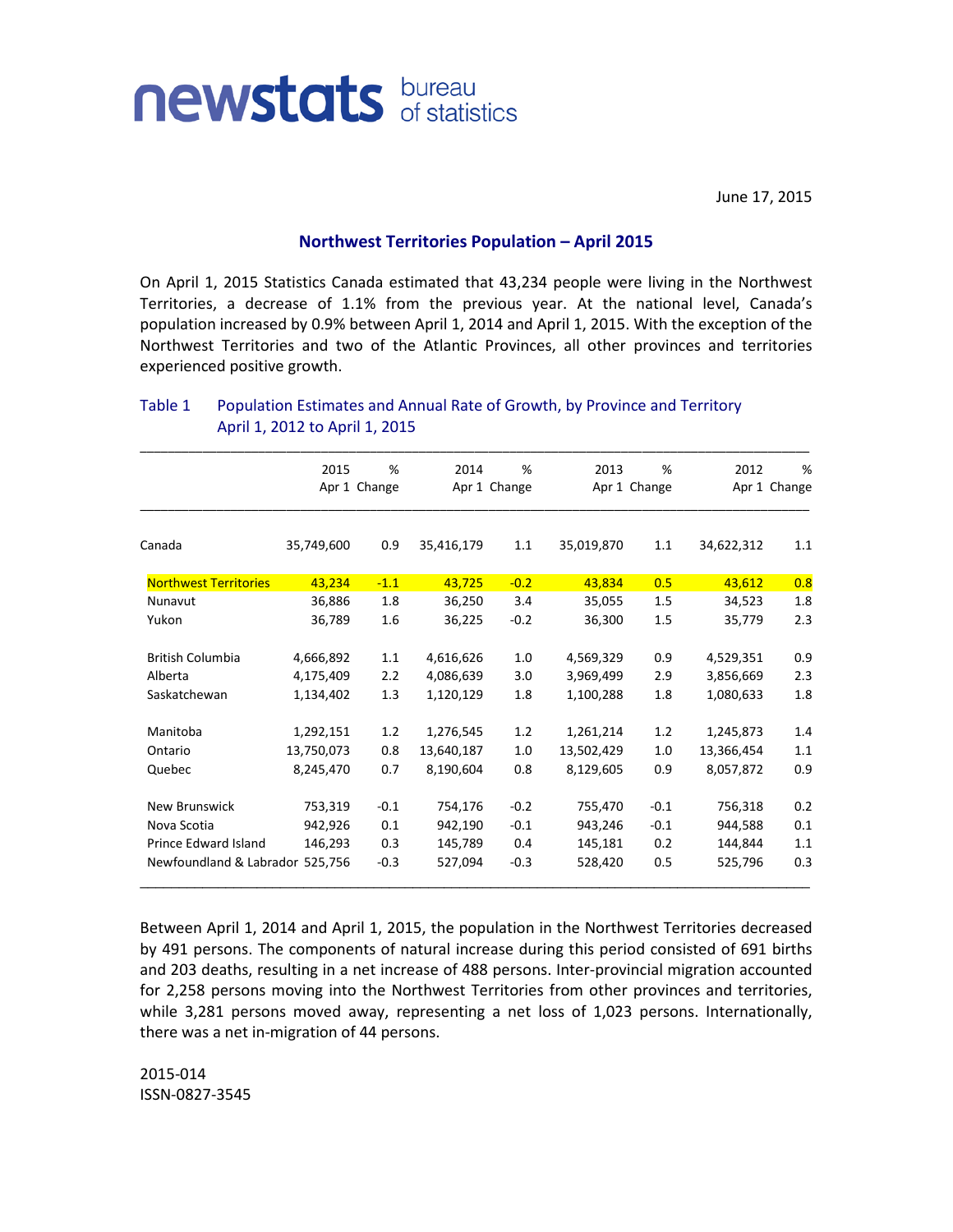newstats bureau of statistics

June 17, 2015

## Northwest Territories Population – April 2015

On April 1, 2015 Statistics Canada estimated that 43,234 people were living in the Northwest Territories, a decrease of 1.1% from the previous year. At the national level, Canada's population increased by 0.9% between April 1, 2014 and April 1, 2015. With the exception of the Northwest Territories and two of the Atlantic Provinces, all other provinces and territories experienced positive growth.

### Table 1 Population Estimates and Annual Rate of Growth, by Province and Territory April 1, 2012 to April 1, 2015

| | 2015 Apr 1 | % Change | 2014 Apr 1 | % Change | 2013 Apr 1 | % Change | 2012 Apr 1 | % Change |
|---|---|---|---|---|---|---|---|---|
| Canada | 35,749,600 | 0.9 | 35,416,179 | 1.1 | 35,019,870 | 1.1 | 34,622,312 | 1.1 |
| Northwest Territories | 43,234 | -1.1 | 43,725 | -0.2 | 43,834 | 0.5 | 43,612 | 0.8 |
| Nunavut | 36,886 | 1.8 | 36,250 | 3.4 | 35,055 | 1.5 | 34,523 | 1.8 |
| Yukon | 36,789 | 1.6 | 36,225 | -0.2 | 36,300 | 1.5 | 35,779 | 2.3 |
| British Columbia | 4,666,892 | 1.1 | 4,616,626 | 1.0 | 4,569,329 | 0.9 | 4,529,351 | 0.9 |
| Alberta | 4,175,409 | 2.2 | 4,086,639 | 3.0 | 3,969,499 | 2.9 | 3,856,669 | 2.3 |
| Saskatchewan | 1,134,402 | 1.3 | 1,120,129 | 1.8 | 1,100,288 | 1.8 | 1,080,633 | 1.8 |
| Manitoba | 1,292,151 | 1.2 | 1,276,545 | 1.2 | 1,261,214 | 1.2 | 1,245,873 | 1.4 |
| Ontario | 13,750,073 | 0.8 | 13,640,187 | 1.0 | 13,502,429 | 1.0 | 13,366,454 | 1.1 |
| Quebec | 8,245,470 | 0.7 | 8,190,604 | 0.8 | 8,129,605 | 0.9 | 8,057,872 | 0.9 |
| New Brunswick | 753,319 | -0.1 | 754,176 | -0.2 | 755,470 | -0.1 | 756,318 | 0.2 |
| Nova Scotia | 942,926 | 0.1 | 942,190 | -0.1 | 943,246 | -0.1 | 944,588 | 0.1 |
| Prince Edward Island | 146,293 | 0.3 | 145,789 | 0.4 | 145,181 | 0.2 | 144,844 | 1.1 |
| Newfoundland & Labrador | 525,756 | -0.3 | 527,094 | -0.3 | 528,420 | 0.5 | 525,796 | 0.3 |

Between April 1, 2014 and April 1, 2015, the population in the Northwest Territories decreased by 491 persons. The components of natural increase during this period consisted of 691 births and 203 deaths, resulting in a net increase of 488 persons. Inter-provincial migration accounted for 2,258 persons moving into the Northwest Territories from other provinces and territories, while 3,281 persons moved away, representing a net loss of 1,023 persons. Internationally, there was a net in-migration of 44 persons.

2015-014
ISSN-0827-3545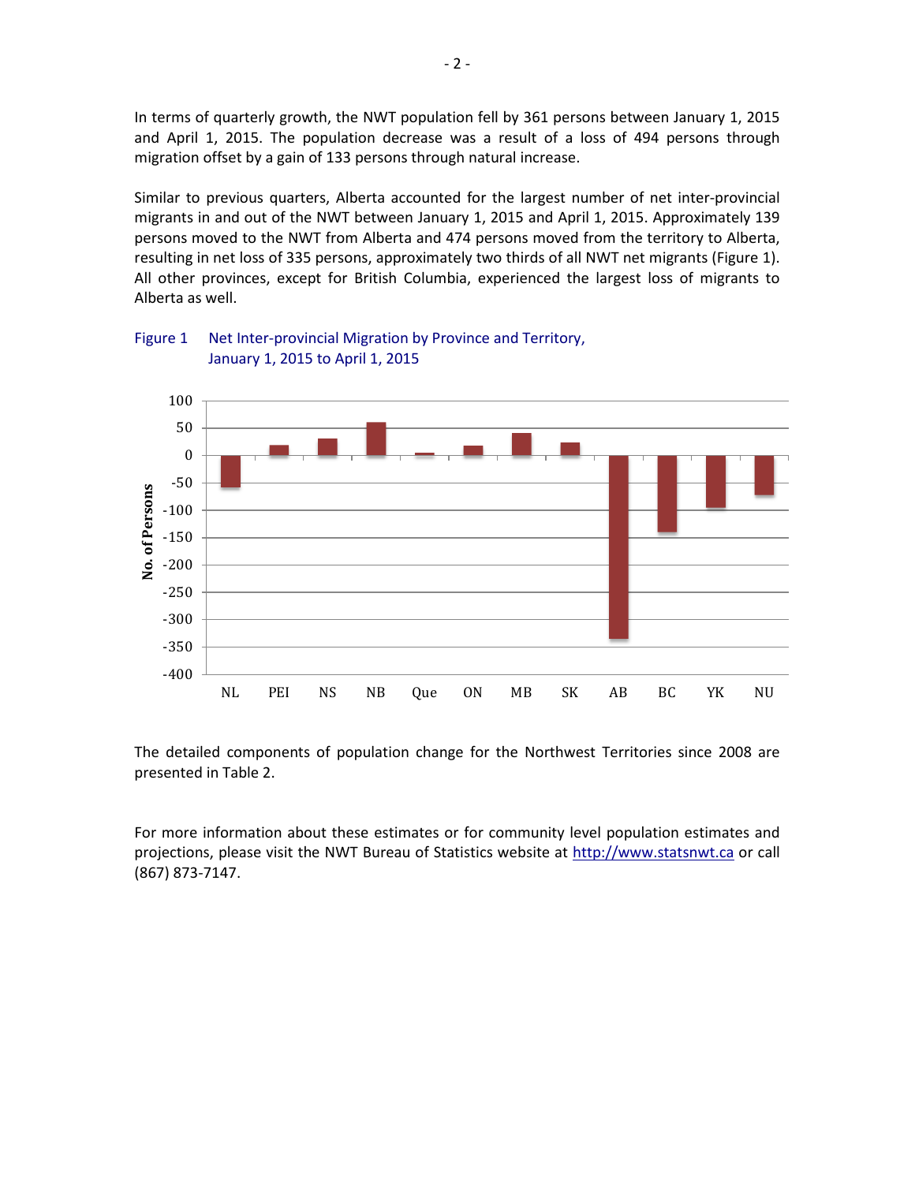In terms of quarterly growth, the NWT population fell by 361 persons between January 1, 2015 and April 1, 2015. The population decrease was a result of a loss of 494 persons through migration offset by a gain of 133 persons through natural increase.

Similar to previous quarters, Alberta accounted for the largest number of net inter-provincial migrants in and out of the NWT between January 1, 2015 and April 1, 2015. Approximately 139 persons moved to the NWT from Alberta and 474 persons moved from the territory to Alberta, resulting in net loss of 335 persons, approximately two thirds of all NWT net migrants (Figure 1). All other provinces, except for British Columbia, experienced the largest loss of migrants to Alberta as well.

Figure 1 Net Inter-provincial Migration by Province and Territory, January 1, 2015 to April 1, 2015

The detailed components of population change for the Northwest Territories since 2008 are presented in Table 2.

For more information about these estimates or for community level population estimates and projections, please visit the NWT Bureau of Statistics website at http://www.statsnwt.ca or call (867) 873-7147.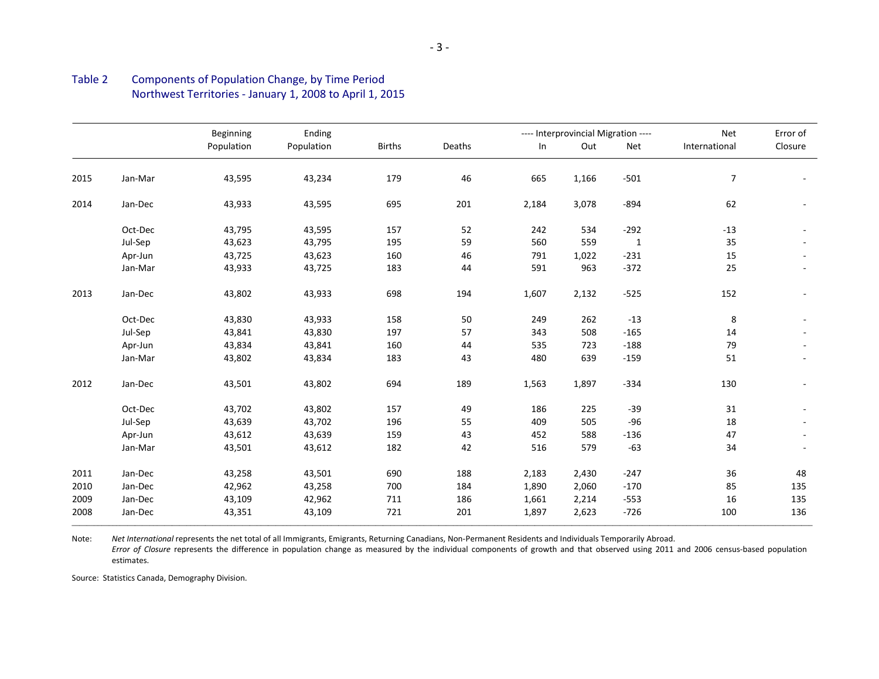## Table 2 Components of Population Change, by Time Period
### Northwest Territories - January 1, 2008 to April 1, 2015

| | | Beginning Population | Ending Population | Births | Deaths | ---- Interprovincial Migration ---- In | Out | Net | Net International | Error of Closure |
|---|---|---|---|---|---|---|---|---|---|---|
| 2015 | Jan-Mar | 43,595 | 43,234 | 179 | 46 | 665 | 1,166 | -501 | 7 | - |
| 2014 | Jan-Dec | 43,933 | 43,595 | 695 | 201 | 2,184 | 3,078 | -894 | 62 | - |
| | Oct-Dec | 43,795 | 43,595 | 157 | 52 | 242 | 534 | -292 | -13 | - |
| | Jul-Sep | 43,623 | 43,795 | 195 | 59 | 560 | 559 | 1 | 35 | - |
| | Apr-Jun | 43,725 | 43,623 | 160 | 46 | 791 | 1,022 | -231 | 15 | - |
| | Jan-Mar | 43,933 | 43,725 | 183 | 44 | 591 | 963 | -372 | 25 | - |
| 2013 | Jan-Dec | 43,802 | 43,933 | 698 | 194 | 1,607 | 2,132 | -525 | 152 | - |
| | Oct-Dec | 43,830 | 43,933 | 158 | 50 | 249 | 262 | -13 | 8 | - |
| | Jul-Sep | 43,841 | 43,830 | 197 | 57 | 343 | 508 | -165 | 14 | - |
| | Apr-Jun | 43,834 | 43,841 | 160 | 44 | 535 | 723 | -188 | 79 | - |
| | Jan-Mar | 43,802 | 43,834 | 183 | 43 | 480 | 639 | -159 | 51 | - |
| 2012 | Jan-Dec | 43,501 | 43,802 | 694 | 189 | 1,563 | 1,897 | -334 | 130 | - |
| | Oct-Dec | 43,702 | 43,802 | 157 | 49 | 186 | 225 | -39 | 31 | - |
| | Jul-Sep | 43,639 | 43,702 | 196 | 55 | 409 | 505 | -96 | 18 | - |
| | Apr-Jun | 43,612 | 43,639 | 159 | 43 | 452 | 588 | -136 | 47 | - |
| | Jan-Mar | 43,501 | 43,612 | 182 | 42 | 516 | 579 | -63 | 34 | - |
| 2011 | Jan-Dec | 43,258 | 43,501 | 690 | 188 | 2,183 | 2,430 | -247 | 36 | 48 |
| 2010 | Jan-Dec | 42,962 | 43,258 | 700 | 184 | 1,890 | 2,060 | -170 | 85 | 135 |
| 2009 | Jan-Dec | 43,109 | 42,962 | 711 | 186 | 1,661 | 2,214 | -553 | 16 | 135 |
| 2008 | Jan-Dec | 43,351 | 43,109 | 721 | 201 | 1,897 | 2,623 | -726 | 100 | 136 |

Note: *Net International* represents the net total of all Immigrants, Emigrants, Returning Canadians, Non-Permanent Residents and Individuals Temporarily Abroad.
*Error of Closure* represents the difference in population change as measured by the individual components of growth and that observed using 2011 and 2006 census-based population estimates.

Source: Statistics Canada, Demography Division.